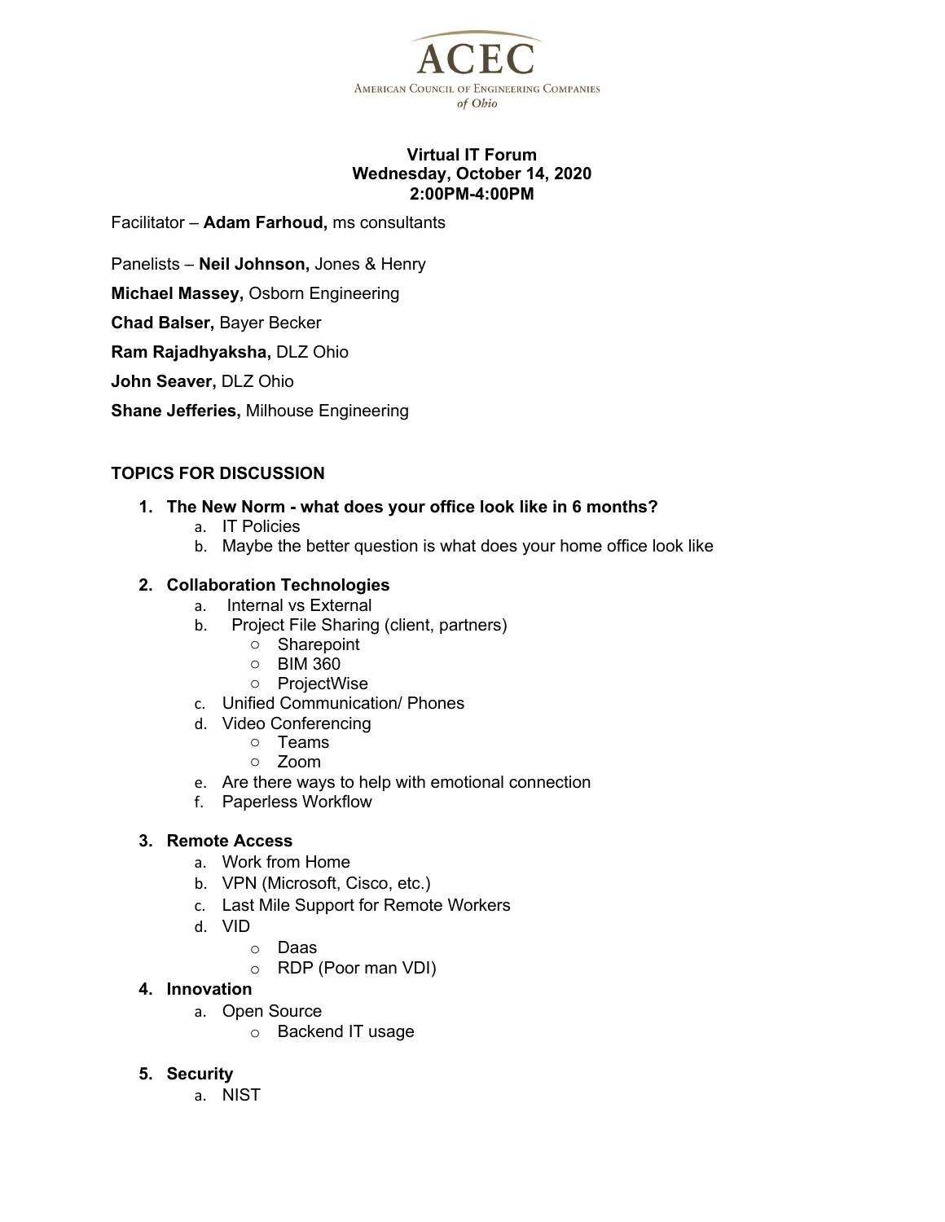# ACEC

American Council of Engineering Companies *of Ohio*

**Virtual IT Forum**
**Wednesday, October 14, 2020**
**2:00PM-4:00PM**

Facilitator – **Adam Farhoud,** ms consultants

Panelists – **Neil Johnson,** Jones & Henry

**Michael Massey,** Osborn Engineering

**Chad Balser,** Bayer Becker

**Ram Rajadhyaksha,** DLZ Ohio

**John Seaver,** DLZ Ohio

**Shane Jefferies,** Milhouse Engineering

## TOPICS FOR DISCUSSION

1. **The New Norm - what does your office look like in 6 months?**
   a. IT Policies
   b. Maybe the better question is what does your home office look like

2. **Collaboration Technologies**
   a. Internal vs External
   b. Project File Sharing (client, partners)
      - Sharepoint
      - BIM 360
      - ProjectWise

   c. Unified Communication/ Phones
   d. Video Conferencing
      - Teams
      - Zoom

   e. Are there ways to help with emotional connection
   f. Paperless Workflow

3. **Remote Access**
   a. Work from Home
   b. VPN (Microsoft, Cisco, etc.)
   c. Last Mile Support for Remote Workers
   d. VID
      - Daas
      - RDP (Poor man VDI)

4. **Innovation**
   a. Open Source
      - Backend IT usage

5. **Security**
   a. NIST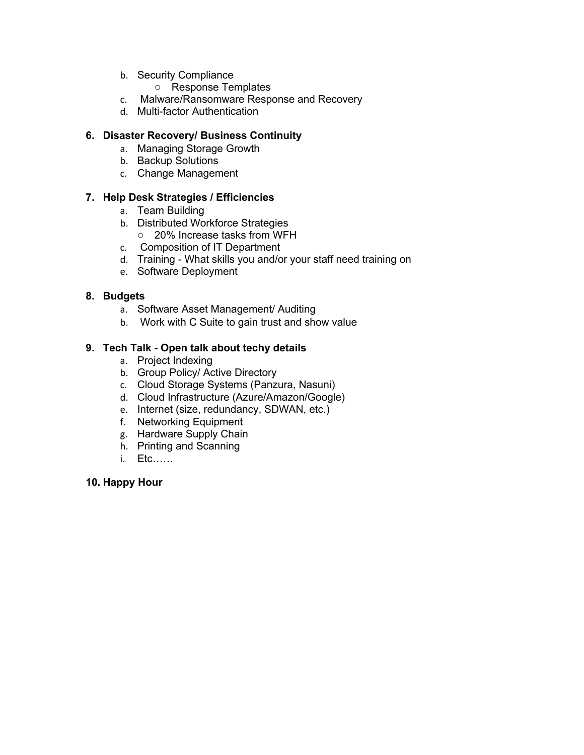b. Security Compliance
      - Response Templates
   c. Malware/Ransomware Response and Recovery
   d. Multi-factor Authentication

6. **Disaster Recovery/ Business Continuity**
   a. Managing Storage Growth
   b. Backup Solutions
   c. Change Management

7. **Help Desk Strategies / Efficiencies**
   a. Team Building
   b. Distributed Workforce Strategies
      - 20% Increase tasks from WFH
   c. Composition of IT Department
   d. Training - What skills you and/or your staff need training on
   e. Software Deployment

8. **Budgets**
   a. Software Asset Management/ Auditing
   b. Work with C Suite to gain trust and show value

9. **Tech Talk - Open talk about techy details**
   a. Project Indexing
   b. Group Policy/ Active Directory
   c. Cloud Storage Systems (Panzura, Nasuni)
   d. Cloud Infrastructure (Azure/Amazon/Google)
   e. Internet (size, redundancy, SDWAN, etc.)
   f. Networking Equipment
   g. Hardware Supply Chain
   h. Printing and Scanning
   i. Etc……

10. **Happy Hour**